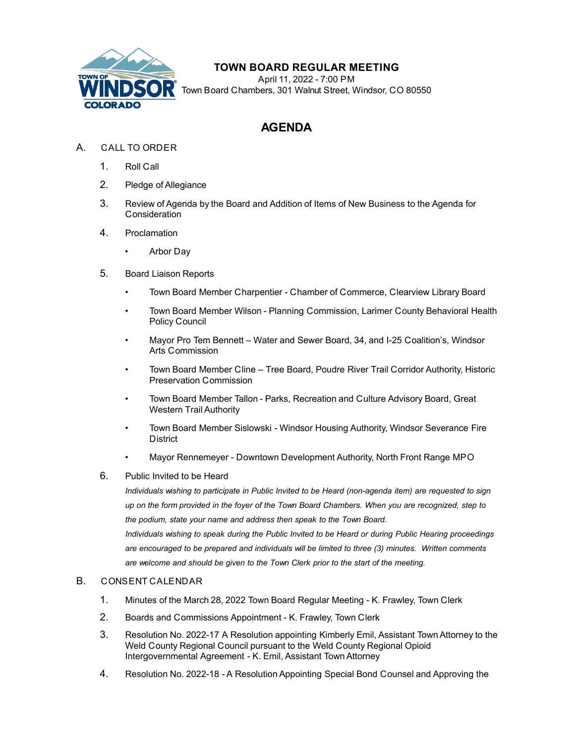# TOWN BOARD REGULAR MEETING

April 11, 2022 - 7:00 PM
Town Board Chambers, 301 Walnut Street, Windsor, CO 80550

## AGENDA

A. CALL TO ORDER

1. Roll Call
2. Pledge of Allegiance
3. Review of Agenda by the Board and Addition of Items of New Business to the Agenda for Consideration
4. Proclamation
   - Arbor Day
5. Board Liaison Reports
   - Town Board Member Charpentier - Chamber of Commerce, Clearview Library Board
   - Town Board Member Wilson - Planning Commission, Larimer County Behavioral Health Policy Council
   - Mayor Pro Tem Bennett – Water and Sewer Board, 34, and I-25 Coalition's, Windsor Arts Commission
   - Town Board Member Cline – Tree Board, Poudre River Trail Corridor Authority, Historic Preservation Commission
   - Town Board Member Tallon - Parks, Recreation and Culture Advisory Board, Great Western Trail Authority
   - Town Board Member Sislowski - Windsor Housing Authority, Windsor Severance Fire District
   - Mayor Rennemeyer - Downtown Development Authority, North Front Range MPO
6. Public Invited to be Heard

   *Individuals wishing to participate in Public Invited to be Heard (non-agenda item) are requested to sign up on the form provided in the foyer of the Town Board Chambers. When you are recognized, step to the podium, state your name and address then speak to the Town Board.*

   *Individuals wishing to speak during the Public Invited to be Heard or during Public Hearing proceedings are encouraged to be prepared and individuals will be limited to three (3) minutes. Written comments are welcome and should be given to the Town Clerk prior to the start of the meeting.*

B. CONSENT CALENDAR

1. Minutes of the March 28, 2022 Town Board Regular Meeting - K. Frawley, Town Clerk
2. Boards and Commissions Appointment - K. Frawley, Town Clerk
3. Resolution No. 2022-17 A Resolution appointing Kimberly Emil, Assistant Town Attorney to the Weld County Regional Council pursuant to the Weld County Regional Opioid Intergovernmental Agreement - K. Emil, Assistant Town Attorney
4. Resolution No. 2022-18 - A Resolution Appointing Special Bond Counsel and Approving the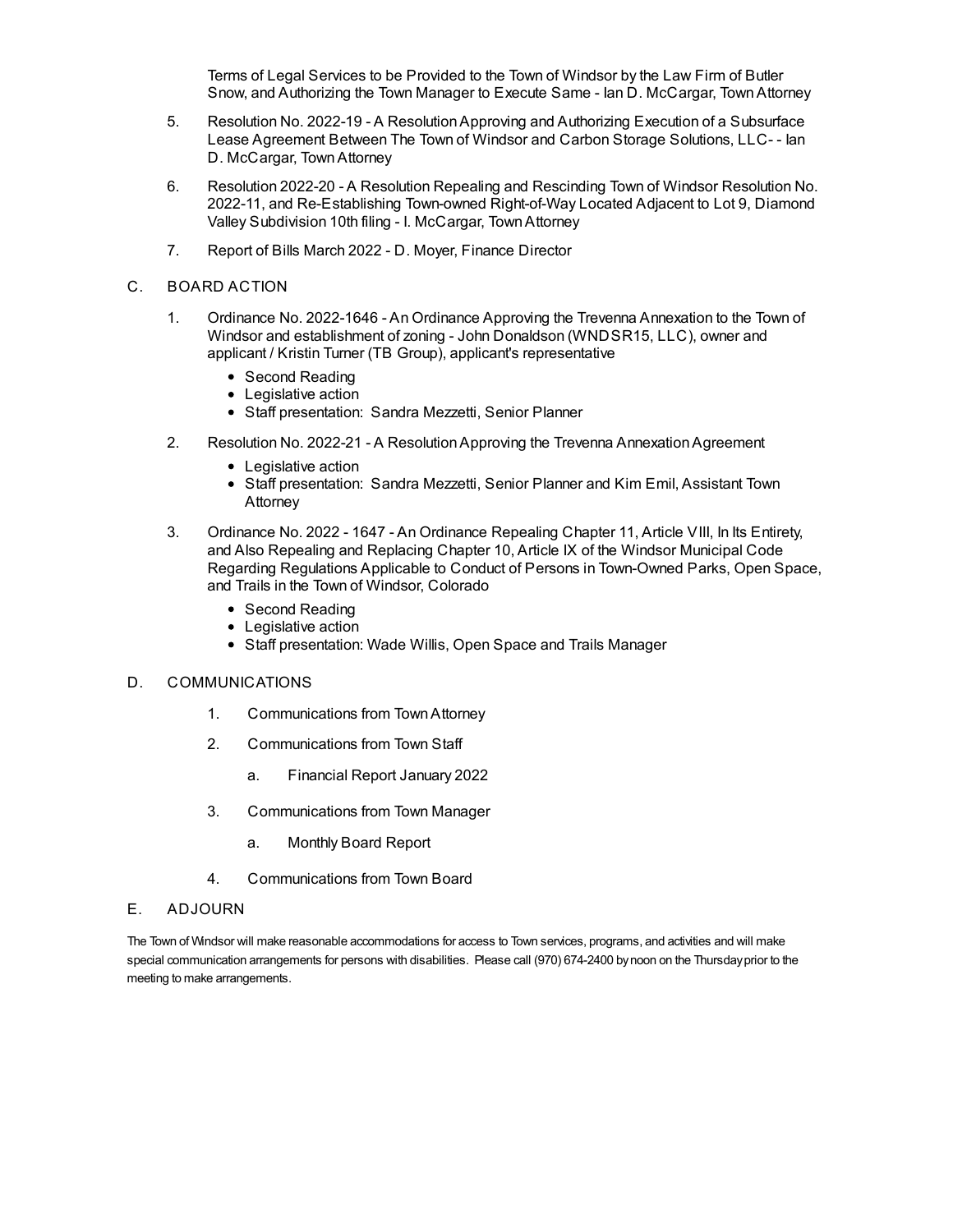Terms of Legal Services to be Provided to the Town of Windsor by the Law Firm of Butler Snow, and Authorizing the Town Manager to Execute Same - Ian D. McCargar, Town Attorney

5. Resolution No. 2022-19 - A Resolution Approving and Authorizing Execution of a Subsurface Lease Agreement Between The Town of Windsor and Carbon Storage Solutions, LLC- - Ian D. McCargar, Town Attorney
6. Resolution 2022-20 - A Resolution Repealing and Rescinding Town of Windsor Resolution No. 2022-11, and Re-Establishing Town-owned Right-of-Way Located Adjacent to Lot 9, Diamond Valley Subdivision 10th filing - I. McCargar, Town Attorney
7. Report of Bills March 2022 - D. Moyer, Finance Director

C. BOARD ACTION

1. Ordinance No. 2022-1646 - An Ordinance Approving the Trevenna Annexation to the Town of Windsor and establishment of zoning - John Donaldson (WNDSR15, LLC), owner and applicant / Kristin Turner (TB Group), applicant's representative
   - Second Reading
   - Legislative action
   - Staff presentation: Sandra Mezzetti, Senior Planner
2. Resolution No. 2022-21 - A Resolution Approving the Trevenna Annexation Agreement
   - Legislative action
   - Staff presentation: Sandra Mezzetti, Senior Planner and Kim Emil, Assistant Town Attorney
3. Ordinance No. 2022 - 1647 - An Ordinance Repealing Chapter 11, Article VIII, In Its Entirety, and Also Repealing and Replacing Chapter 10, Article IX of the Windsor Municipal Code Regarding Regulations Applicable to Conduct of Persons in Town-Owned Parks, Open Space, and Trails in the Town of Windsor, Colorado
   - Second Reading
   - Legislative action
   - Staff presentation: Wade Willis, Open Space and Trails Manager

D. COMMUNICATIONS

1. Communications from Town Attorney
2. Communications from Town Staff
   a. Financial Report January 2022
3. Communications from Town Manager
   a. Monthly Board Report
4. Communications from Town Board

E. ADJOURN

The Town of Windsor will make reasonable accommodations for access to Town services, programs, and activities and will make special communication arrangements for persons with disabilities. Please call (970) 674-2400 by noon on the Thursday prior to the meeting to make arrangements.